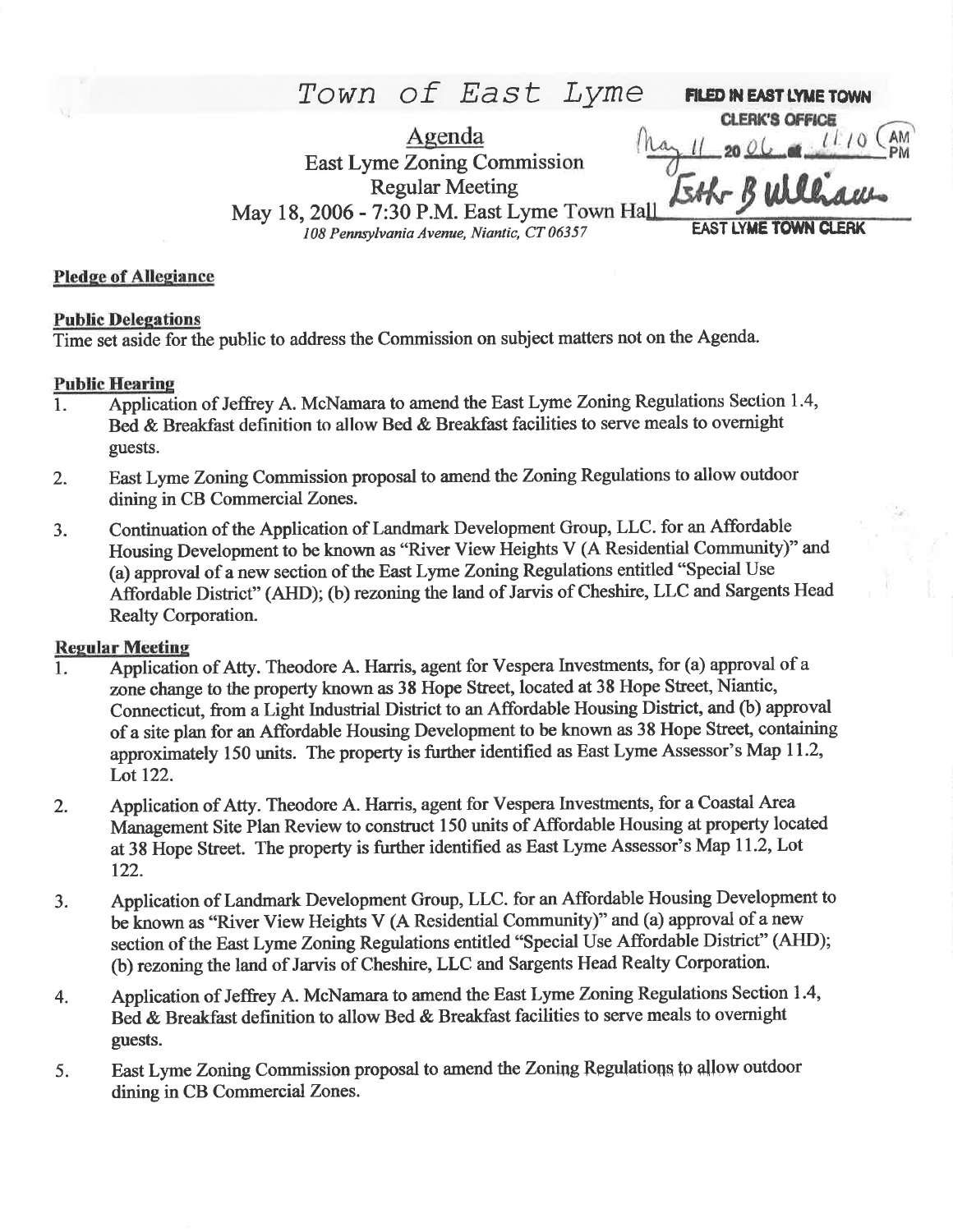# Town of East Lyme

FILED IN EAST LYME TOWN CLERK'S OFFICE
May 11 2006 at 11:10 AM
Ethr B Williams
EAST LYME TOWN CLERK

## Agenda

East Lyme Zoning Commission
Regular Meeting
May 18, 2006 - 7:30 P.M. East Lyme Town Hall
*108 Pennsylvania Avenue, Niantic, CT 06357*

**Pledge of Allegiance**

**Public Delegations**

Time set aside for the public to address the Commission on subject matters not on the Agenda.

**Public Hearing**

1. Application of Jeffrey A. McNamara to amend the East Lyme Zoning Regulations Section 1.4, Bed & Breakfast definition to allow Bed & Breakfast facilities to serve meals to overnight guests.
2. East Lyme Zoning Commission proposal to amend the Zoning Regulations to allow outdoor dining in CB Commercial Zones.
3. Continuation of the Application of Landmark Development Group, LLC. for an Affordable Housing Development to be known as "River View Heights V (A Residential Community)" and (a) approval of a new section of the East Lyme Zoning Regulations entitled "Special Use Affordable District" (AHD); (b) rezoning the land of Jarvis of Cheshire, LLC and Sargents Head Realty Corporation.

**Regular Meeting**

1. Application of Atty. Theodore A. Harris, agent for Vespera Investments, for (a) approval of a zone change to the property known as 38 Hope Street, located at 38 Hope Street, Niantic, Connecticut, from a Light Industrial District to an Affordable Housing District, and (b) approval of a site plan for an Affordable Housing Development to be known as 38 Hope Street, containing approximately 150 units. The property is further identified as East Lyme Assessor's Map 11.2, Lot 122.
2. Application of Atty. Theodore A. Harris, agent for Vespera Investments, for a Coastal Area Management Site Plan Review to construct 150 units of Affordable Housing at property located at 38 Hope Street. The property is further identified as East Lyme Assessor's Map 11.2, Lot 122.
3. Application of Landmark Development Group, LLC. for an Affordable Housing Development to be known as "River View Heights V (A Residential Community)" and (a) approval of a new section of the East Lyme Zoning Regulations entitled "Special Use Affordable District" (AHD); (b) rezoning the land of Jarvis of Cheshire, LLC and Sargents Head Realty Corporation.
4. Application of Jeffrey A. McNamara to amend the East Lyme Zoning Regulations Section 1.4, Bed & Breakfast definition to allow Bed & Breakfast facilities to serve meals to overnight guests.
5. East Lyme Zoning Commission proposal to amend the Zoning Regulations to allow outdoor dining in CB Commercial Zones.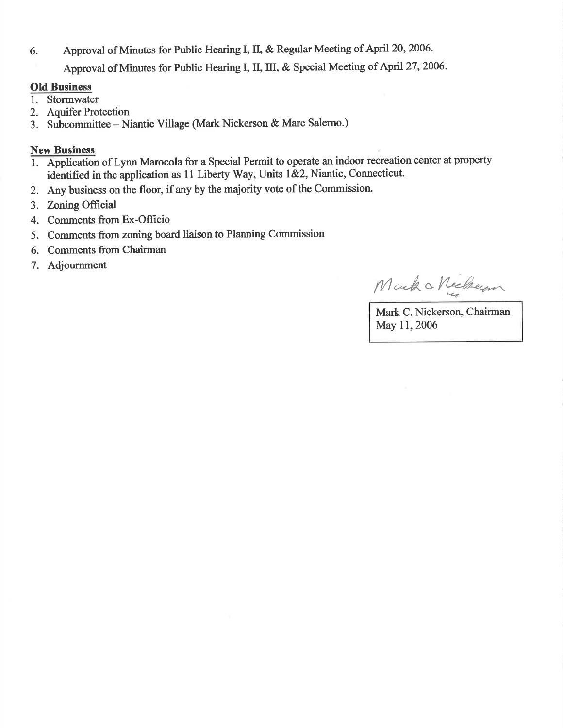6. Approval of Minutes for Public Hearing I, II, & Regular Meeting of April 20, 2006.

   Approval of Minutes for Public Hearing I, II, III, & Special Meeting of April 27, 2006.

**Old Business**

1. Stormwater
2. Aquifer Protection
3. Subcommittee – Niantic Village (Mark Nickerson & Marc Salerno.)

**New Business**

1. Application of Lynn Marocola for a Special Permit to operate an indoor recreation center at property identified in the application as 11 Liberty Way, Units 1&2, Niantic, Connecticut.
2. Any business on the floor, if any by the majority vote of the Commission.
3. Zoning Official
4. Comments from Ex-Officio
5. Comments from zoning board liaison to Planning Commission
6. Comments from Chairman
7. Adjournment

Mark C. Nickerson

Mark C. Nickerson, Chairman
May 11, 2006